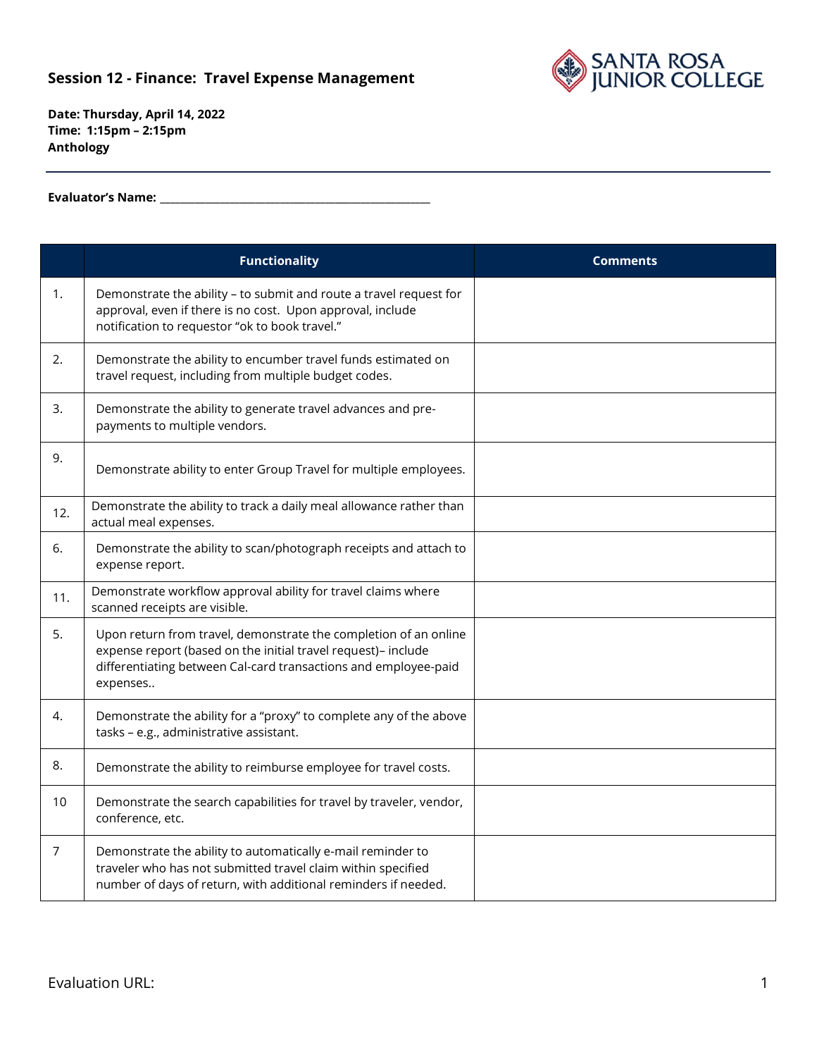## Session 12 - Finance: Travel Expense Management

**Date: Thursday, April 14, 2022**
**Time: 1:15pm – 2:15pm**
**Anthology**

---

**Evaluator's Name:** ______________________________________________

| | Functionality | Comments |
|---|---|---|
| 1. | Demonstrate the ability – to submit and route a travel request for approval, even if there is no cost. Upon approval, include notification to requestor "ok to book travel." | |
| 2. | Demonstrate the ability to encumber travel funds estimated on travel request, including from multiple budget codes. | |
| 3. | Demonstrate the ability to generate travel advances and pre-payments to multiple vendors. | |
| 9. | Demonstrate ability to enter Group Travel for multiple employees. | |
| 12. | Demonstrate the ability to track a daily meal allowance rather than actual meal expenses. | |
| 6. | Demonstrate the ability to scan/photograph receipts and attach to expense report. | |
| 11. | Demonstrate workflow approval ability for travel claims where scanned receipts are visible. | |
| 5. | Upon return from travel, demonstrate the completion of an online expense report (based on the initial travel request)– include differentiating between Cal-card transactions and employee-paid expenses.. | |
| 4. | Demonstrate the ability for a "proxy" to complete any of the above tasks – e.g., administrative assistant. | |
| 8. | Demonstrate the ability to reimburse employee for travel costs. | |
| 10 | Demonstrate the search capabilities for travel by traveler, vendor, conference, etc. | |
| 7 | Demonstrate the ability to automatically e-mail reminder to traveler who has not submitted travel claim within specified number of days of return, with additional reminders if needed. | |

Evaluation URL: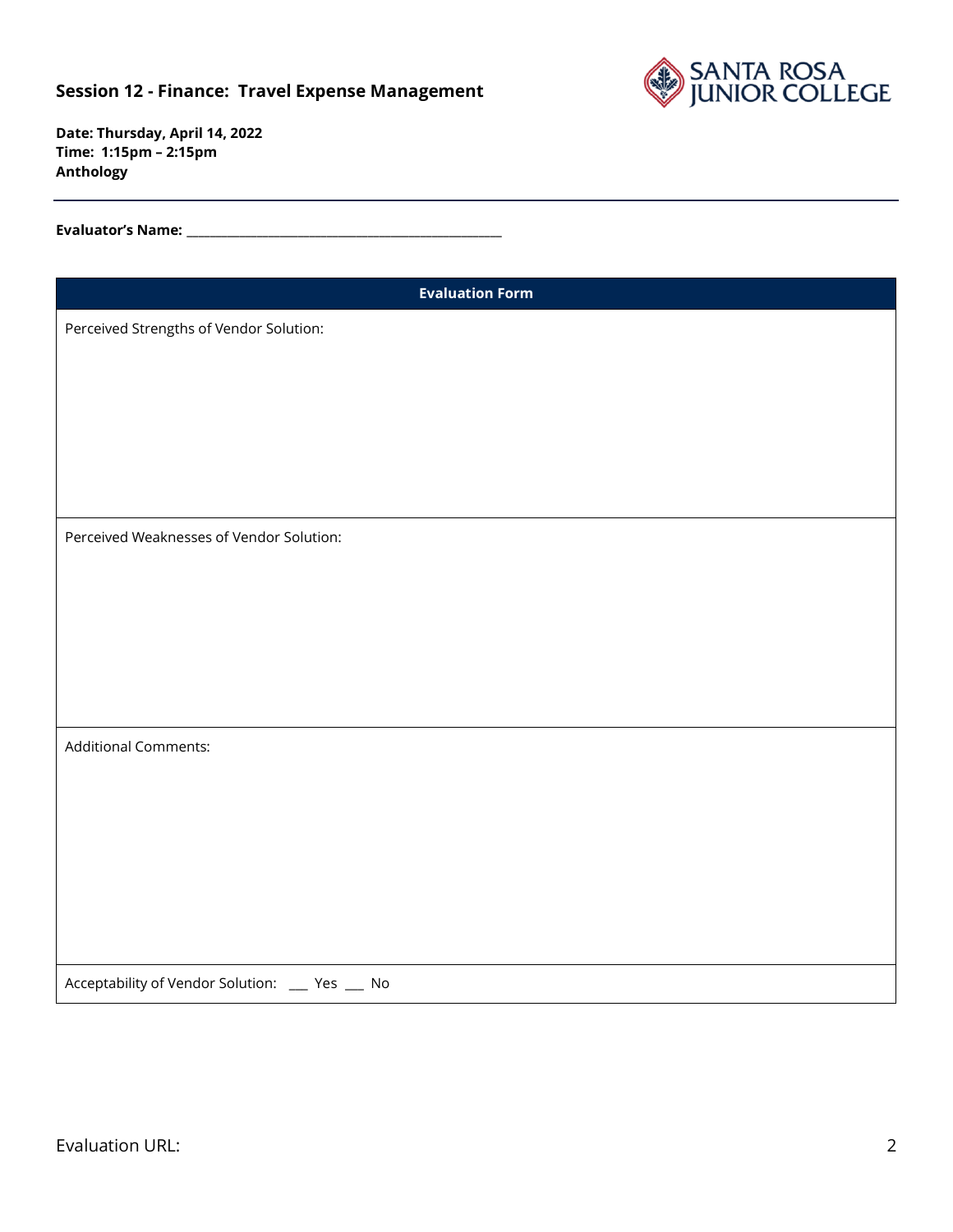## Session 12 - Finance: Travel Expense Management

**Date: Thursday, April 14, 2022**
**Time: 1:15pm – 2:15pm**
**Anthology**

---

**Evaluator's Name:** ______________________________________________

| Evaluation Form |
|---|
| Perceived Strengths of Vendor Solution: |
| Perceived Weaknesses of Vendor Solution: |
| Additional Comments: |
| Acceptability of Vendor Solution: ___ Yes ___ No |

Evaluation URL: